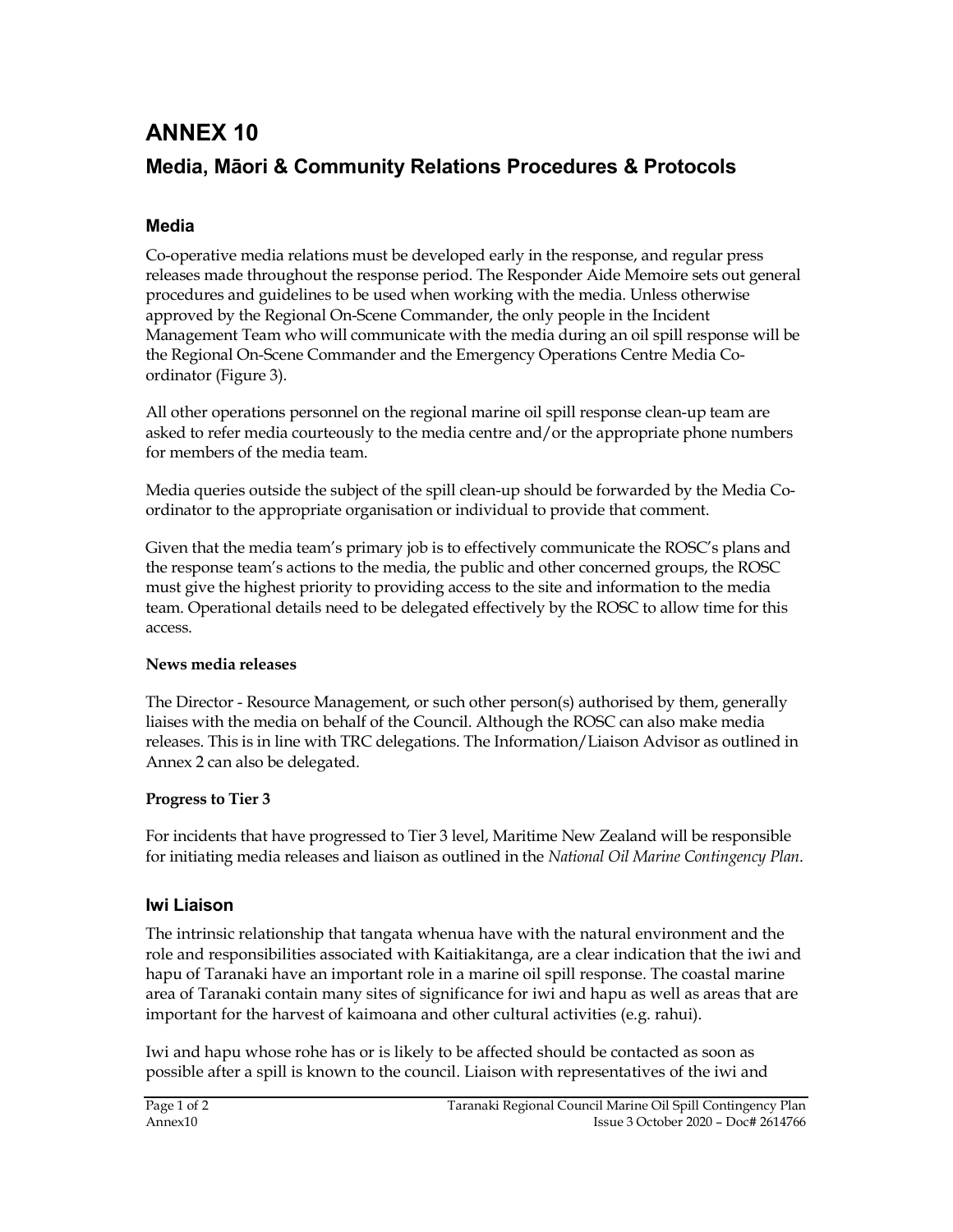# ANNEX 10

## Media, Māori & Community Relations Procedures & Protocols

### Media

Co-operative media relations must be developed early in the response, and regular press releases made throughout the response period. The Responder Aide Memoire sets out general procedures and guidelines to be used when working with the media. Unless otherwise approved by the Regional On-Scene Commander, the only people in the Incident Management Team who will communicate with the media during an oil spill response will be the Regional On-Scene Commander and the Emergency Operations Centre Media Co-ordinator (Figure 3).

All other operations personnel on the regional marine oil spill response clean-up team are asked to refer media courteously to the media centre and/or the appropriate phone numbers for members of the media team.

Media queries outside the subject of the spill clean-up should be forwarded by the Media Co-ordinator to the appropriate organisation or individual to provide that comment.

Given that the media team's primary job is to effectively communicate the ROSC's plans and the response team's actions to the media, the public and other concerned groups, the ROSC must give the highest priority to providing access to the site and information to the media team. Operational details need to be delegated effectively by the ROSC to allow time for this access.

**News media releases**

The Director - Resource Management, or such other person(s) authorised by them, generally liaises with the media on behalf of the Council. Although the ROSC can also make media releases. This is in line with TRC delegations. The Information/Liaison Advisor as outlined in Annex 2 can also be delegated.

**Progress to Tier 3**

For incidents that have progressed to Tier 3 level, Maritime New Zealand will be responsible for initiating media releases and liaison as outlined in the *National Oil Marine Contingency Plan*.

### Iwi Liaison

The intrinsic relationship that tangata whenua have with the natural environment and the role and responsibilities associated with Kaitiakitanga, are a clear indication that the iwi and hapu of Taranaki have an important role in a marine oil spill response. The coastal marine area of Taranaki contain many sites of significance for iwi and hapu as well as areas that are important for the harvest of kaimoana and other cultural activities (e.g. rahui).

Iwi and hapu whose rohe has or is likely to be affected should be contacted as soon as possible after a spill is known to the council. Liaison with representatives of the iwi and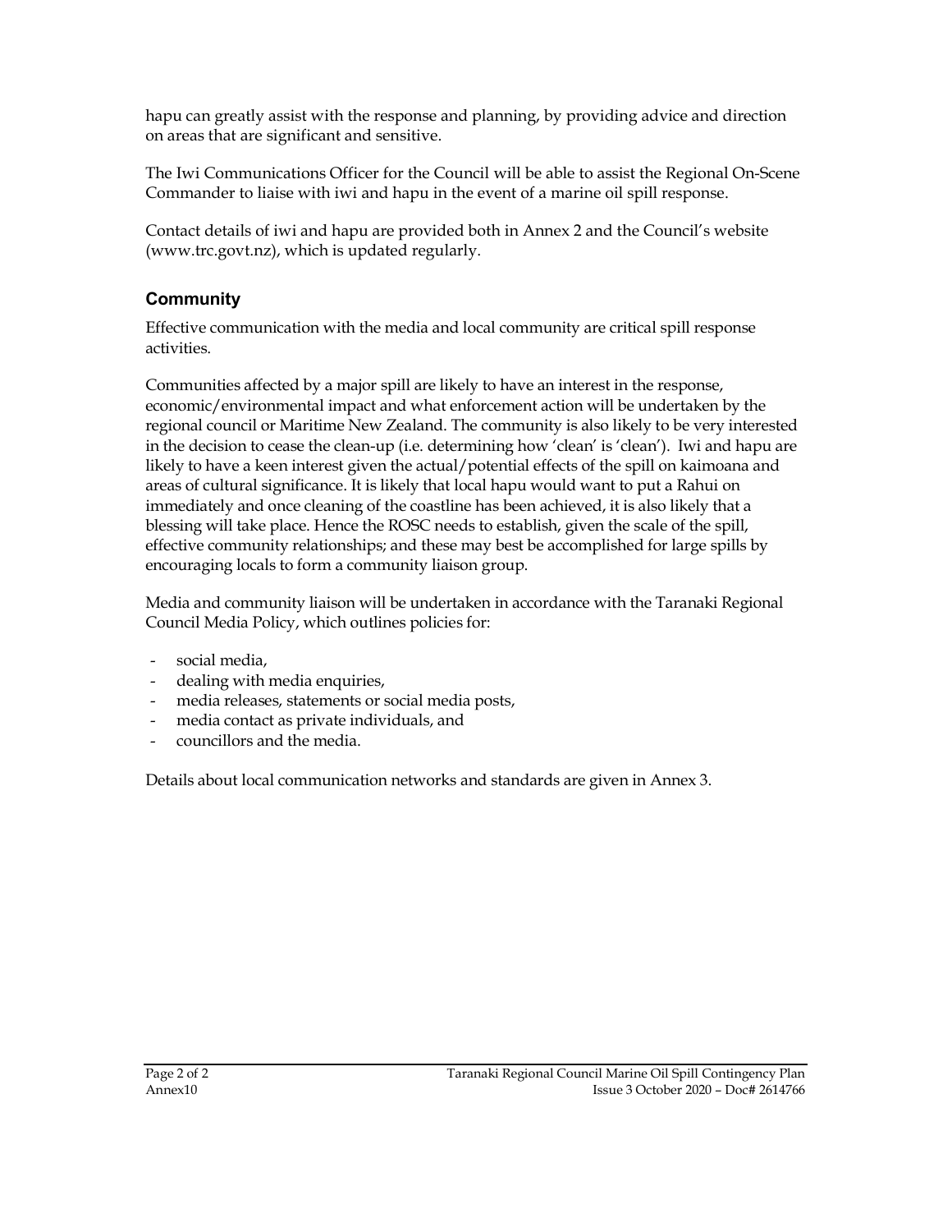hapu can greatly assist with the response and planning, by providing advice and direction on areas that are significant and sensitive.

The Iwi Communications Officer for the Council will be able to assist the Regional On-Scene Commander to liaise with iwi and hapu in the event of a marine oil spill response.

Contact details of iwi and hapu are provided both in Annex 2 and the Council's website (www.trc.govt.nz), which is updated regularly.

## Community

Effective communication with the media and local community are critical spill response activities.

Communities affected by a major spill are likely to have an interest in the response, economic/environmental impact and what enforcement action will be undertaken by the regional council or Maritime New Zealand. The community is also likely to be very interested in the decision to cease the clean-up (i.e. determining how 'clean' is 'clean'). Iwi and hapu are likely to have a keen interest given the actual/potential effects of the spill on kaimoana and areas of cultural significance. It is likely that local hapu would want to put a Rahui on immediately and once cleaning of the coastline has been achieved, it is also likely that a blessing will take place. Hence the ROSC needs to establish, given the scale of the spill, effective community relationships; and these may best be accomplished for large spills by encouraging locals to form a community liaison group.

Media and community liaison will be undertaken in accordance with the Taranaki Regional Council Media Policy, which outlines policies for:

- social media,
- dealing with media enquiries,
- media releases, statements or social media posts,
- media contact as private individuals, and
- councillors and the media.

Details about local communication networks and standards are given in Annex 3.